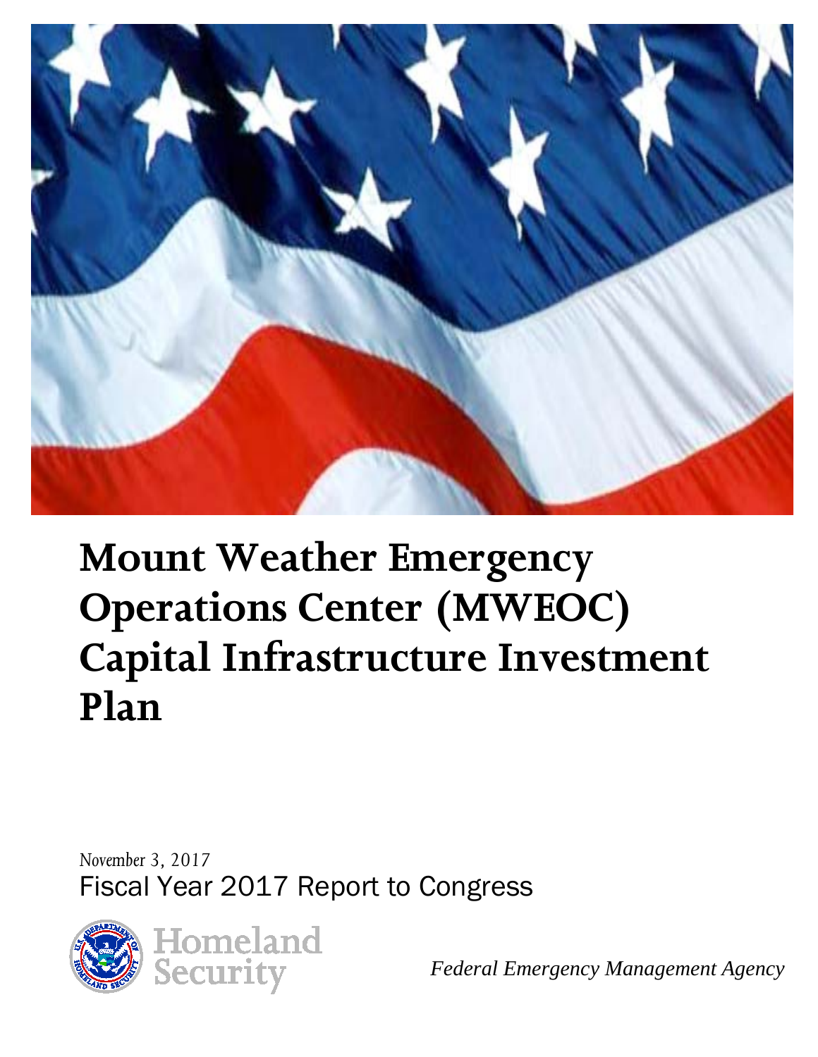# Mount Weather Emergency Operations Center (MWEOC) Capital Infrastructure Investment Plan

*November 3, 2017*

Fiscal Year 2017 Report to Congress

Homeland Security

*Federal Emergency Management Agency*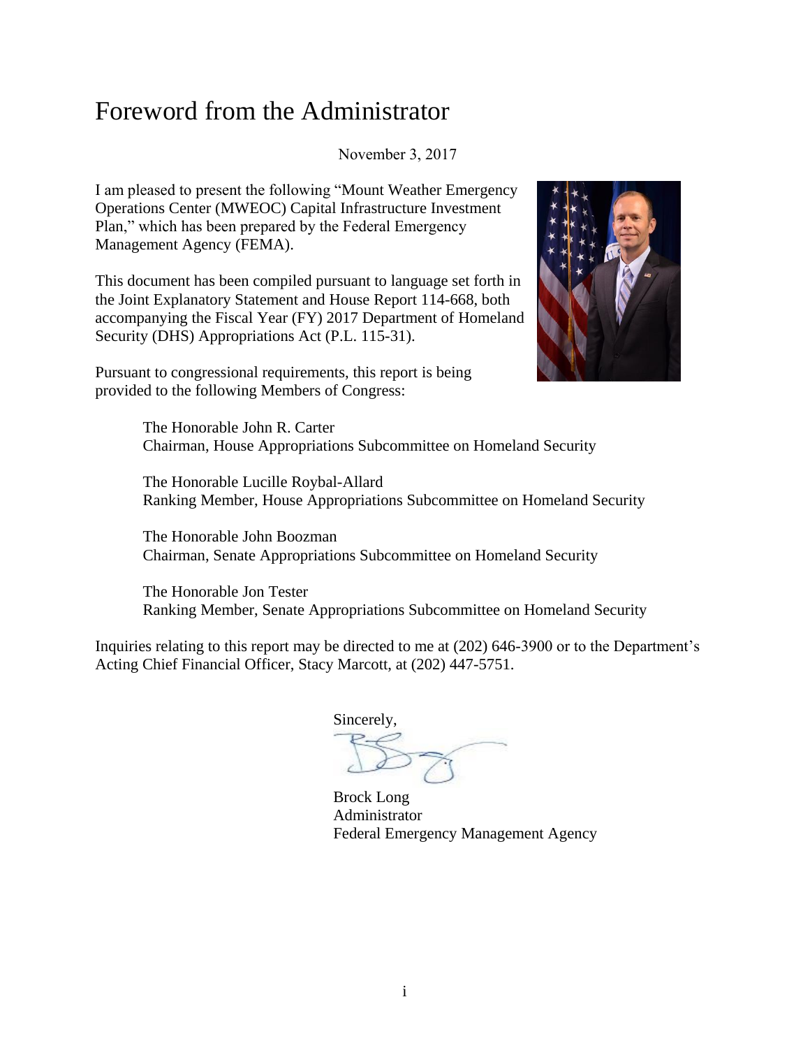# Foreword from the Administrator

November 3, 2017

I am pleased to present the following "Mount Weather Emergency Operations Center (MWEOC) Capital Infrastructure Investment Plan," which has been prepared by the Federal Emergency Management Agency (FEMA).

This document has been compiled pursuant to language set forth in the Joint Explanatory Statement and House Report 114-668, both accompanying the Fiscal Year (FY) 2017 Department of Homeland Security (DHS) Appropriations Act (P.L. 115-31).

Pursuant to congressional requirements, this report is being provided to the following Members of Congress:

> The Honorable John R. Carter
> Chairman, House Appropriations Subcommittee on Homeland Security
>
> The Honorable Lucille Roybal-Allard
> Ranking Member, House Appropriations Subcommittee on Homeland Security
>
> The Honorable John Boozman
> Chairman, Senate Appropriations Subcommittee on Homeland Security
>
> The Honorable Jon Tester
> Ranking Member, Senate Appropriations Subcommittee on Homeland Security

Inquiries relating to this report may be directed to me at (202) 646-3900 or to the Department's Acting Chief Financial Officer, Stacy Marcott, at (202) 447-5751.

Sincerely,

Brock Long
Administrator
Federal Emergency Management Agency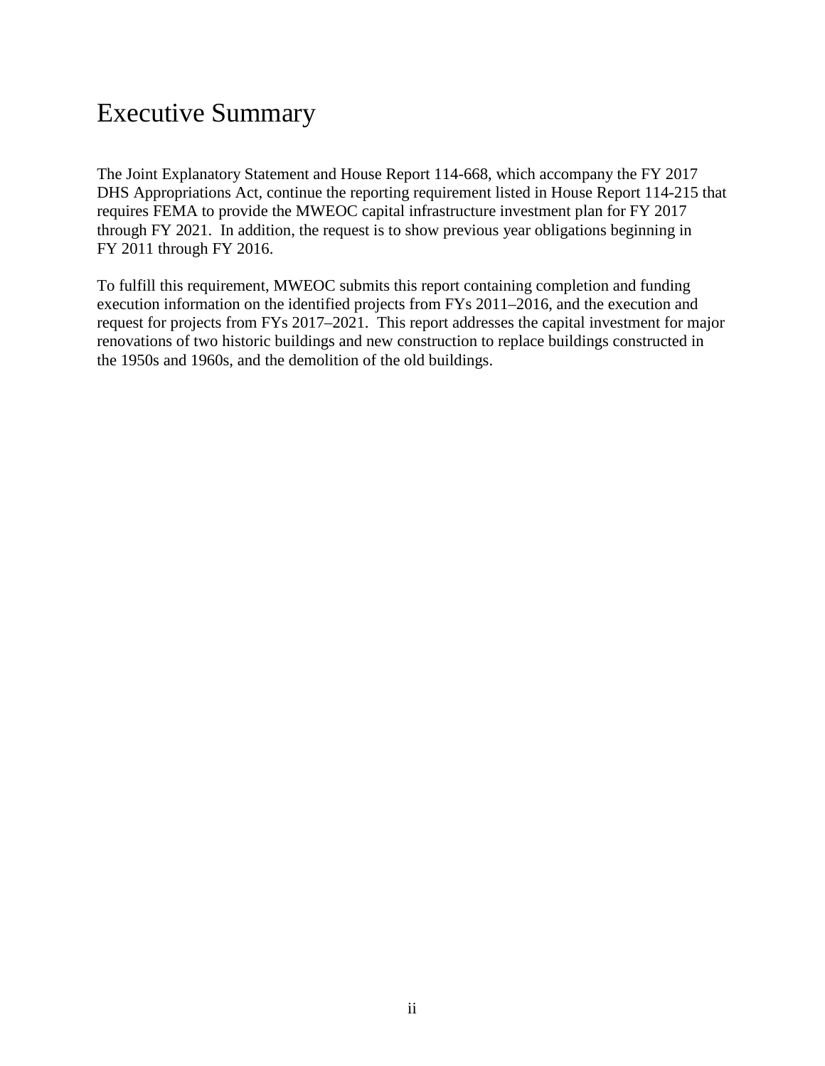# Executive Summary

The Joint Explanatory Statement and House Report 114-668, which accompany the FY 2017 DHS Appropriations Act, continue the reporting requirement listed in House Report 114-215 that requires FEMA to provide the MWEOC capital infrastructure investment plan for FY 2017 through FY 2021. In addition, the request is to show previous year obligations beginning in FY 2011 through FY 2016.

To fulfill this requirement, MWEOC submits this report containing completion and funding execution information on the identified projects from FYs 2011–2016, and the execution and request for projects from FYs 2017–2021. This report addresses the capital investment for major renovations of two historic buildings and new construction to replace buildings constructed in the 1950s and 1960s, and the demolition of the old buildings.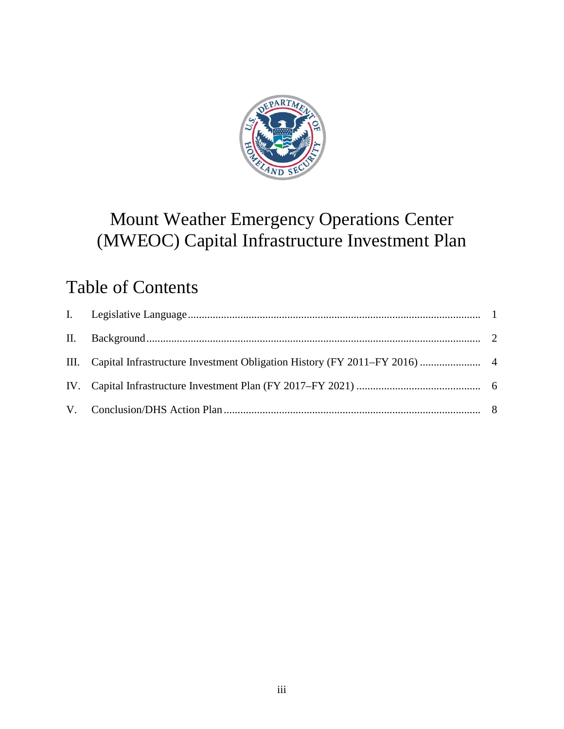# Mount Weather Emergency Operations Center (MWEOC) Capital Infrastructure Investment Plan

## Table of Contents

| | | |
|---|---|---|
| I. | Legislative Language | 1 |
| II. | Background | 2 |
| III. | Capital Infrastructure Investment Obligation History (FY 2011–FY 2016) | 4 |
| IV. | Capital Infrastructure Investment Plan (FY 2017–FY 2021) | 6 |
| V. | Conclusion/DHS Action Plan | 8 |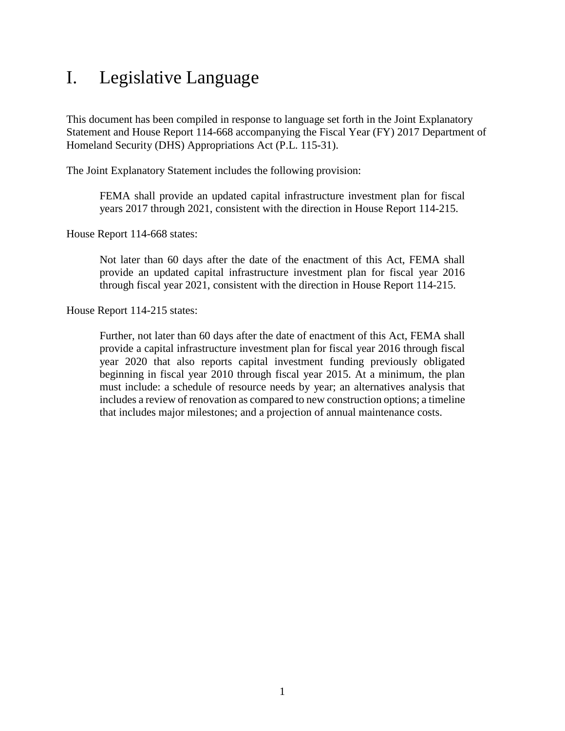# I. Legislative Language

This document has been compiled in response to language set forth in the Joint Explanatory Statement and House Report 114-668 accompanying the Fiscal Year (FY) 2017 Department of Homeland Security (DHS) Appropriations Act (P.L. 115-31).

The Joint Explanatory Statement includes the following provision:

> FEMA shall provide an updated capital infrastructure investment plan for fiscal years 2017 through 2021, consistent with the direction in House Report 114-215.

House Report 114-668 states:

> Not later than 60 days after the date of the enactment of this Act, FEMA shall provide an updated capital infrastructure investment plan for fiscal year 2016 through fiscal year 2021, consistent with the direction in House Report 114-215.

House Report 114-215 states:

> Further, not later than 60 days after the date of enactment of this Act, FEMA shall provide a capital infrastructure investment plan for fiscal year 2016 through fiscal year 2020 that also reports capital investment funding previously obligated beginning in fiscal year 2010 through fiscal year 2015. At a minimum, the plan must include: a schedule of resource needs by year; an alternatives analysis that includes a review of renovation as compared to new construction options; a timeline that includes major milestones; and a projection of annual maintenance costs.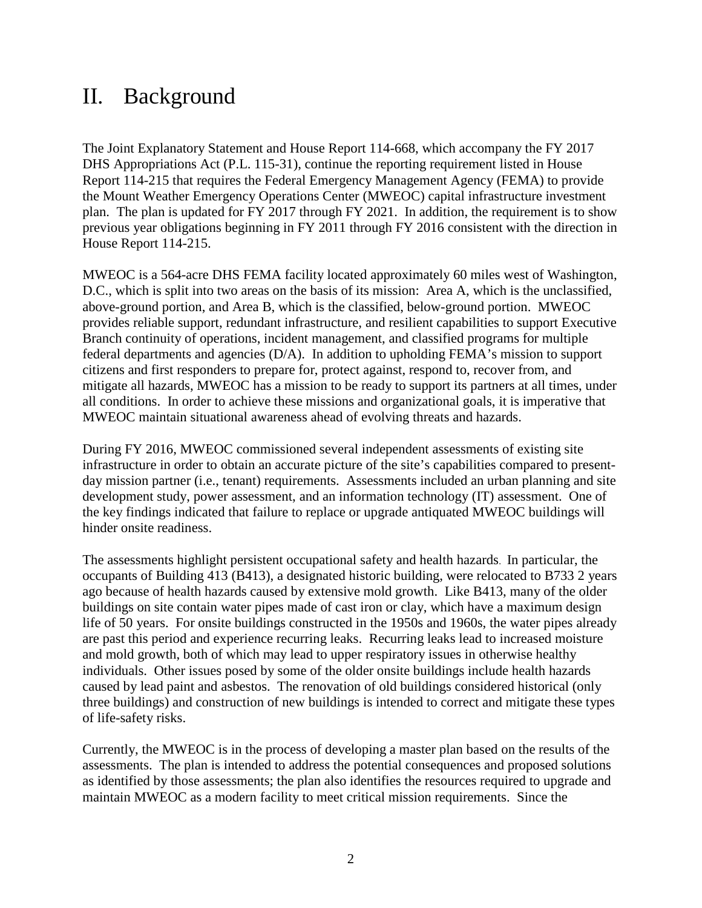# II. Background

The Joint Explanatory Statement and House Report 114-668, which accompany the FY 2017 DHS Appropriations Act (P.L. 115-31), continue the reporting requirement listed in House Report 114-215 that requires the Federal Emergency Management Agency (FEMA) to provide the Mount Weather Emergency Operations Center (MWEOC) capital infrastructure investment plan. The plan is updated for FY 2017 through FY 2021. In addition, the requirement is to show previous year obligations beginning in FY 2011 through FY 2016 consistent with the direction in House Report 114-215.

MWEOC is a 564-acre DHS FEMA facility located approximately 60 miles west of Washington, D.C., which is split into two areas on the basis of its mission: Area A, which is the unclassified, above-ground portion, and Area B, which is the classified, below-ground portion. MWEOC provides reliable support, redundant infrastructure, and resilient capabilities to support Executive Branch continuity of operations, incident management, and classified programs for multiple federal departments and agencies (D/A). In addition to upholding FEMA's mission to support citizens and first responders to prepare for, protect against, respond to, recover from, and mitigate all hazards, MWEOC has a mission to be ready to support its partners at all times, under all conditions. In order to achieve these missions and organizational goals, it is imperative that MWEOC maintain situational awareness ahead of evolving threats and hazards.

During FY 2016, MWEOC commissioned several independent assessments of existing site infrastructure in order to obtain an accurate picture of the site's capabilities compared to present-day mission partner (i.e., tenant) requirements. Assessments included an urban planning and site development study, power assessment, and an information technology (IT) assessment. One of the key findings indicated that failure to replace or upgrade antiquated MWEOC buildings will hinder onsite readiness.

The assessments highlight persistent occupational safety and health hazards. In particular, the occupants of Building 413 (B413), a designated historic building, were relocated to B733 2 years ago because of health hazards caused by extensive mold growth. Like B413, many of the older buildings on site contain water pipes made of cast iron or clay, which have a maximum design life of 50 years. For onsite buildings constructed in the 1950s and 1960s, the water pipes already are past this period and experience recurring leaks. Recurring leaks lead to increased moisture and mold growth, both of which may lead to upper respiratory issues in otherwise healthy individuals. Other issues posed by some of the older onsite buildings include health hazards caused by lead paint and asbestos. The renovation of old buildings considered historical (only three buildings) and construction of new buildings is intended to correct and mitigate these types of life-safety risks.

Currently, the MWEOC is in the process of developing a master plan based on the results of the assessments. The plan is intended to address the potential consequences and proposed solutions as identified by those assessments; the plan also identifies the resources required to upgrade and maintain MWEOC as a modern facility to meet critical mission requirements. Since the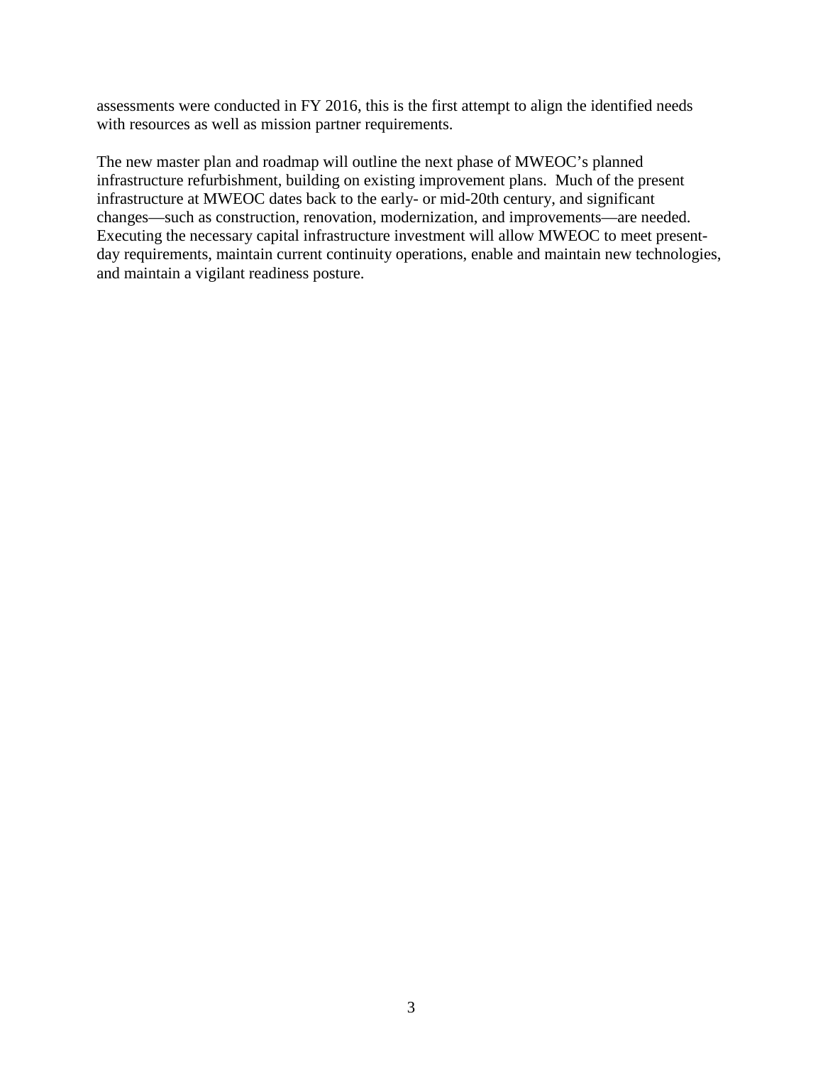assessments were conducted in FY 2016, this is the first attempt to align the identified needs with resources as well as mission partner requirements.

The new master plan and roadmap will outline the next phase of MWEOC's planned infrastructure refurbishment, building on existing improvement plans. Much of the present infrastructure at MWEOC dates back to the early- or mid-20th century, and significant changes—such as construction, renovation, modernization, and improvements—are needed. Executing the necessary capital infrastructure investment will allow MWEOC to meet present-day requirements, maintain current continuity operations, enable and maintain new technologies, and maintain a vigilant readiness posture.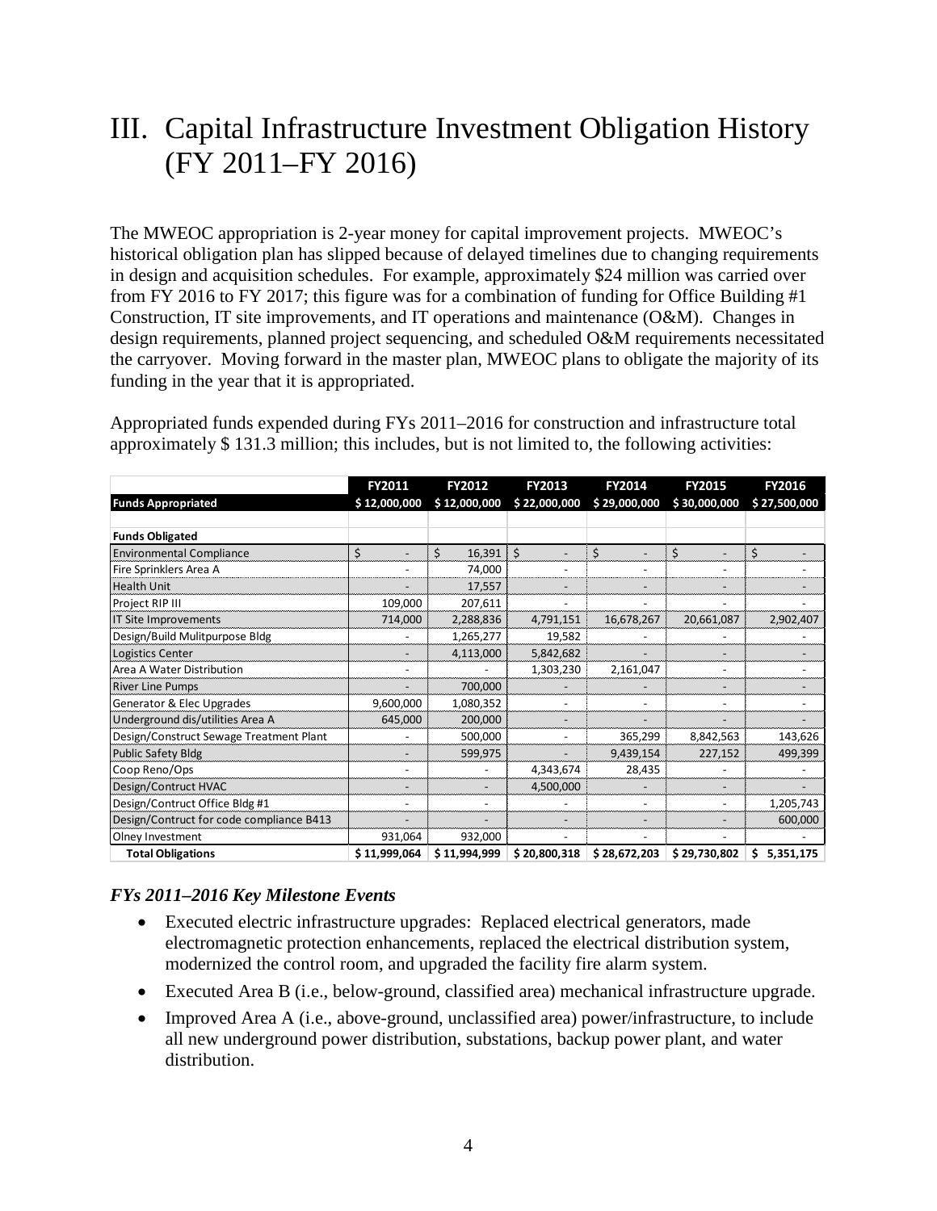# III. Capital Infrastructure Investment Obligation History (FY 2011–FY 2016)

The MWEOC appropriation is 2-year money for capital improvement projects. MWEOC's historical obligation plan has slipped because of delayed timelines due to changing requirements in design and acquisition schedules. For example, approximately $24 million was carried over from FY 2016 to FY 2017; this figure was for a combination of funding for Office Building #1 Construction, IT site improvements, and IT operations and maintenance (O&M). Changes in design requirements, planned project sequencing, and scheduled O&M requirements necessitated the carryover. Moving forward in the master plan, MWEOC plans to obligate the majority of its funding in the year that it is appropriated.

Appropriated funds expended during FYs 2011–2016 for construction and infrastructure total approximately $ 131.3 million; this includes, but is not limited to, the following activities:

| | FY2011 | FY2012 | FY2013 | FY2014 | FY2015 | FY2016 |
|---|---|---|---|---|---|---|
| **Funds Appropriated** | $ 12,000,000 | $ 12,000,000 | $ 22,000,000 | $ 29,000,000 | $ 30,000,000 | $ 27,500,000 |
| | | | | | | |
| **Funds Obligated** | | | | | | |
| Environmental Compliance | $ - | $ 16,391 | $ - | $ - | $ - | $ - |
| Fire Sprinklers Area A | - | 74,000 | - | - | - | - |
| Health Unit | - | 17,557 | - | - | - | - |
| Project RIP III | 109,000 | 207,611 | - | - | - | - |
| IT Site Improvements | 714,000 | 2,288,836 | 4,791,151 | 16,678,267 | 20,661,087 | 2,902,407 |
| Design/Build Mulitpurpose Bldg | - | 1,265,277 | 19,582 | - | - | - |
| Logistics Center | - | 4,113,000 | 5,842,682 | - | - | - |
| Area A Water Distribution | - | - | 1,303,230 | 2,161,047 | - | - |
| River Line Pumps | - | 700,000 | - | - | - | - |
| Generator & Elec Upgrades | 9,600,000 | 1,080,352 | - | - | - | - |
| Underground dis/utilities Area A | 645,000 | 200,000 | - | - | - | - |
| Design/Construct Sewage Treatment Plant | - | 500,000 | - | 365,299 | 8,842,563 | 143,626 |
| Public Safety Bldg | - | 599,975 | - | 9,439,154 | 227,152 | 499,399 |
| Coop Reno/Ops | - | - | 4,343,674 | 28,435 | - | - |
| Design/Contract HVAC | - | - | 4,500,000 | - | - | - |
| Design/Contract Office Bldg #1 | - | - | - | - | - | 1,205,743 |
| Design/Contract for code compliance B413 | - | - | - | - | - | 600,000 |
| Olney Investment | 931,064 | 932,000 | - | - | - | - |
| **Total Obligations** | $ 11,999,064 | $ 11,994,999 | $ 20,800,318 | $ 28,672,203 | $ 29,730,802 | $ 5,351,175 |

### *FYs 2011–2016 Key Milestone Events*

- Executed electric infrastructure upgrades: Replaced electrical generators, made electromagnetic protection enhancements, replaced the electrical distribution system, modernized the control room, and upgraded the facility fire alarm system.
- Executed Area B (i.e., below-ground, classified area) mechanical infrastructure upgrade.
- Improved Area A (i.e., above-ground, unclassified area) power/infrastructure, to include all new underground power distribution, substations, backup power plant, and water distribution.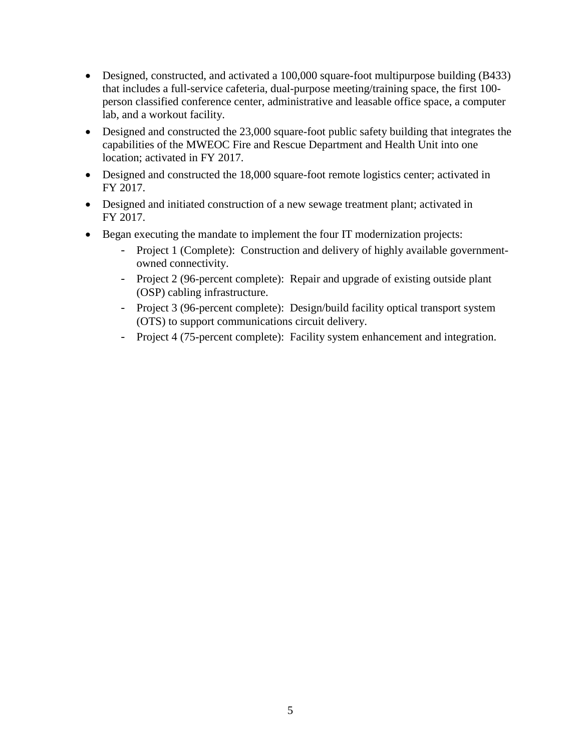- Designed, constructed, and activated a 100,000 square-foot multipurpose building (B433) that includes a full-service cafeteria, dual-purpose meeting/training space, the first 100-person classified conference center, administrative and leasable office space, a computer lab, and a workout facility.
- Designed and constructed the 23,000 square-foot public safety building that integrates the capabilities of the MWEOC Fire and Rescue Department and Health Unit into one location; activated in FY 2017.
- Designed and constructed the 18,000 square-foot remote logistics center; activated in FY 2017.
- Designed and initiated construction of a new sewage treatment plant; activated in FY 2017.
- Began executing the mandate to implement the four IT modernization projects:
  - Project 1 (Complete): Construction and delivery of highly available government-owned connectivity.
  - Project 2 (96-percent complete): Repair and upgrade of existing outside plant (OSP) cabling infrastructure.
  - Project 3 (96-percent complete): Design/build facility optical transport system (OTS) to support communications circuit delivery.
  - Project 4 (75-percent complete): Facility system enhancement and integration.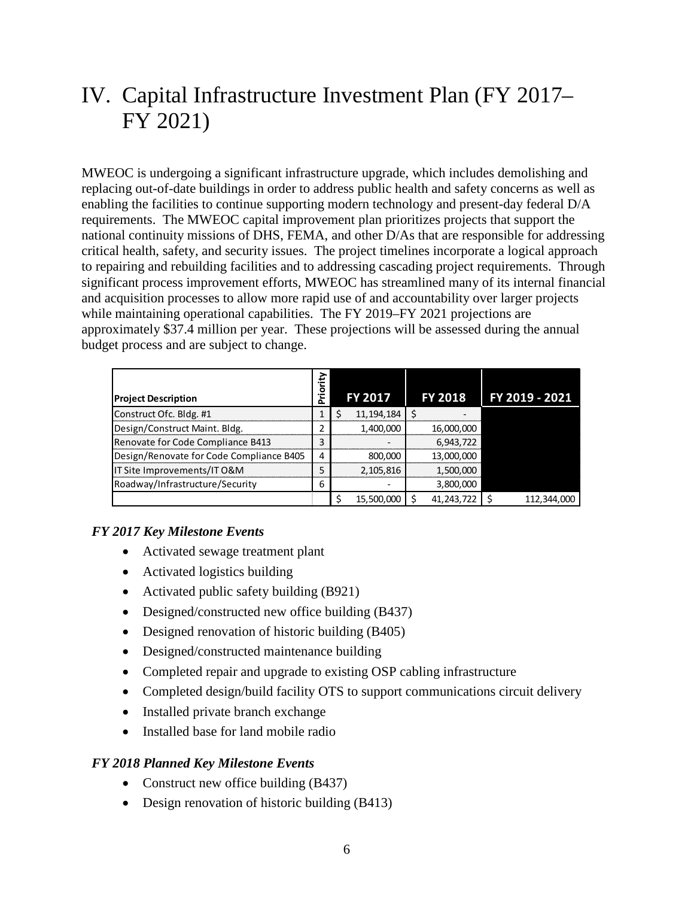# IV. Capital Infrastructure Investment Plan (FY 2017–FY 2021)

MWEOC is undergoing a significant infrastructure upgrade, which includes demolishing and replacing out-of-date buildings in order to address public health and safety concerns as well as enabling the facilities to continue supporting modern technology and present-day federal D/A requirements. The MWEOC capital improvement plan prioritizes projects that support the national continuity missions of DHS, FEMA, and other D/As that are responsible for addressing critical health, safety, and security issues. The project timelines incorporate a logical approach to repairing and rebuilding facilities and to addressing cascading project requirements. Through significant process improvement efforts, MWEOC has streamlined many of its internal financial and acquisition processes to allow more rapid use of and accountability over larger projects while maintaining operational capabilities. The FY 2019–FY 2021 projections are approximately $37.4 million per year. These projections will be assessed during the annual budget process and are subject to change.

| Project Description | Priority | FY 2017 | FY 2018 | FY 2019 - 2021 |
|---|---|---|---|---|
| Construct Ofc. Bldg. #1 | 1 | $ 11,194,184 | $ - | |
| Design/Construct Maint. Bldg. | 2 | 1,400,000 | 16,000,000 | |
| Renovate for Code Compliance B413 | 3 | - | 6,943,722 | |
| Design/Renovate for Code Compliance B405 | 4 | 800,000 | 13,000,000 | |
| IT Site Improvements/IT O&M | 5 | 2,105,816 | 1,500,000 | |
| Roadway/Infrastructure/Security | 6 | - | 3,800,000 | |
| | | $ 15,500,000 | $ 41,243,722 | $ 112,344,000 |

### *FY 2017 Key Milestone Events*

- Activated sewage treatment plant
- Activated logistics building
- Activated public safety building (B921)
- Designed/constructed new office building (B437)
- Designed renovation of historic building (B405)
- Designed/constructed maintenance building
- Completed repair and upgrade to existing OSP cabling infrastructure
- Completed design/build facility OTS to support communications circuit delivery
- Installed private branch exchange
- Installed base for land mobile radio

### *FY 2018 Planned Key Milestone Events*

- Construct new office building (B437)
- Design renovation of historic building (B413)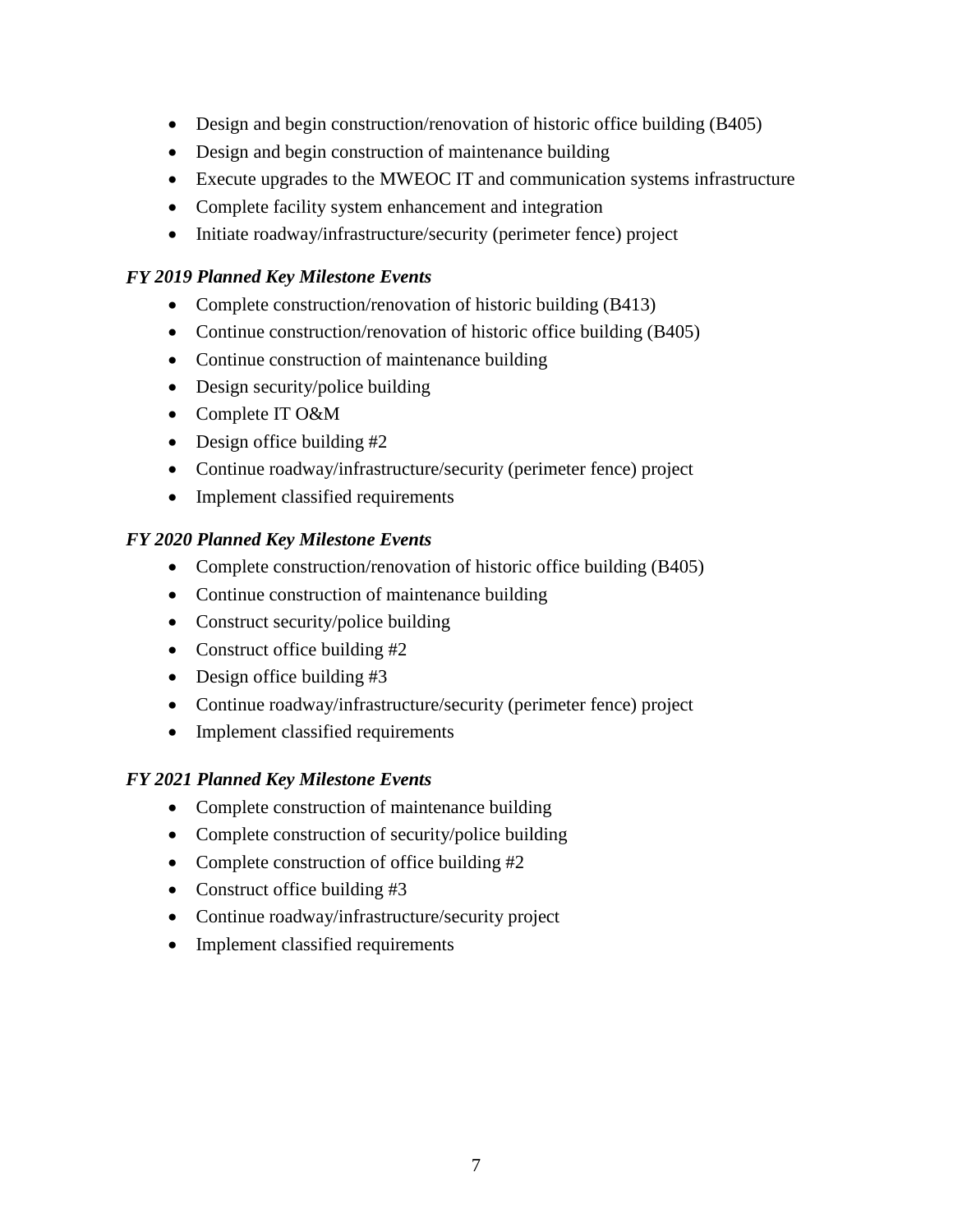- Design and begin construction/renovation of historic office building (B405)
- Design and begin construction of maintenance building
- Execute upgrades to the MWEOC IT and communication systems infrastructure
- Complete facility system enhancement and integration
- Initiate roadway/infrastructure/security (perimeter fence) project

***FY 2019 Planned Key Milestone Events***

- Complete construction/renovation of historic building (B413)
- Continue construction/renovation of historic office building (B405)
- Continue construction of maintenance building
- Design security/police building
- Complete IT O&M
- Design office building #2
- Continue roadway/infrastructure/security (perimeter fence) project
- Implement classified requirements

***FY 2020 Planned Key Milestone Events***

- Complete construction/renovation of historic office building (B405)
- Continue construction of maintenance building
- Construct security/police building
- Construct office building #2
- Design office building #3
- Continue roadway/infrastructure/security (perimeter fence) project
- Implement classified requirements

***FY 2021 Planned Key Milestone Events***

- Complete construction of maintenance building
- Complete construction of security/police building
- Complete construction of office building #2
- Construct office building #3
- Continue roadway/infrastructure/security project
- Implement classified requirements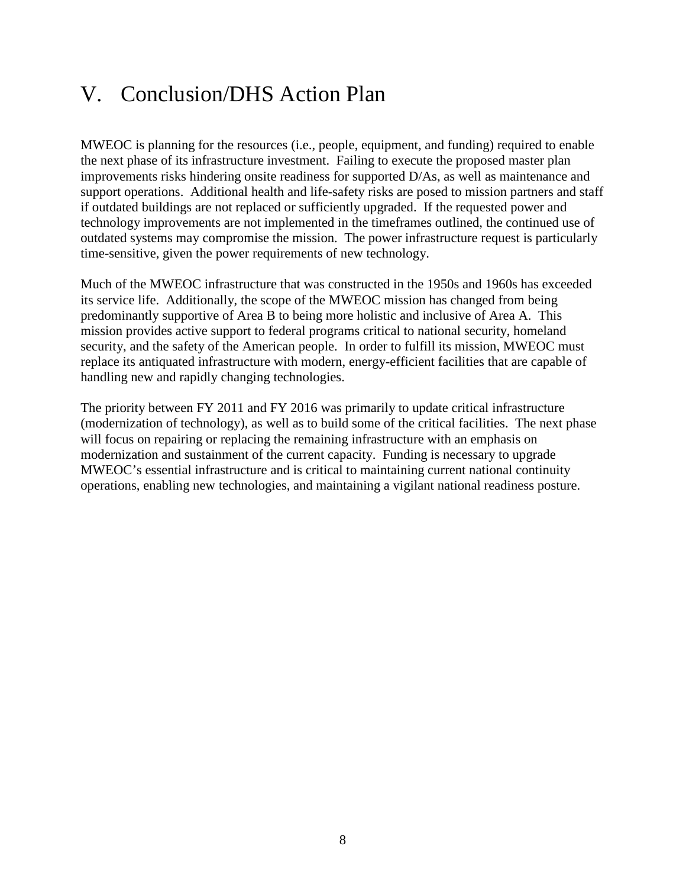# V. Conclusion/DHS Action Plan

MWEOC is planning for the resources (i.e., people, equipment, and funding) required to enable the next phase of its infrastructure investment. Failing to execute the proposed master plan improvements risks hindering onsite readiness for supported D/As, as well as maintenance and support operations. Additional health and life-safety risks are posed to mission partners and staff if outdated buildings are not replaced or sufficiently upgraded. If the requested power and technology improvements are not implemented in the timeframes outlined, the continued use of outdated systems may compromise the mission. The power infrastructure request is particularly time-sensitive, given the power requirements of new technology.

Much of the MWEOC infrastructure that was constructed in the 1950s and 1960s has exceeded its service life. Additionally, the scope of the MWEOC mission has changed from being predominantly supportive of Area B to being more holistic and inclusive of Area A. This mission provides active support to federal programs critical to national security, homeland security, and the safety of the American people. In order to fulfill its mission, MWEOC must replace its antiquated infrastructure with modern, energy-efficient facilities that are capable of handling new and rapidly changing technologies.

The priority between FY 2011 and FY 2016 was primarily to update critical infrastructure (modernization of technology), as well as to build some of the critical facilities. The next phase will focus on repairing or replacing the remaining infrastructure with an emphasis on modernization and sustainment of the current capacity. Funding is necessary to upgrade MWEOC's essential infrastructure and is critical to maintaining current national continuity operations, enabling new technologies, and maintaining a vigilant national readiness posture.